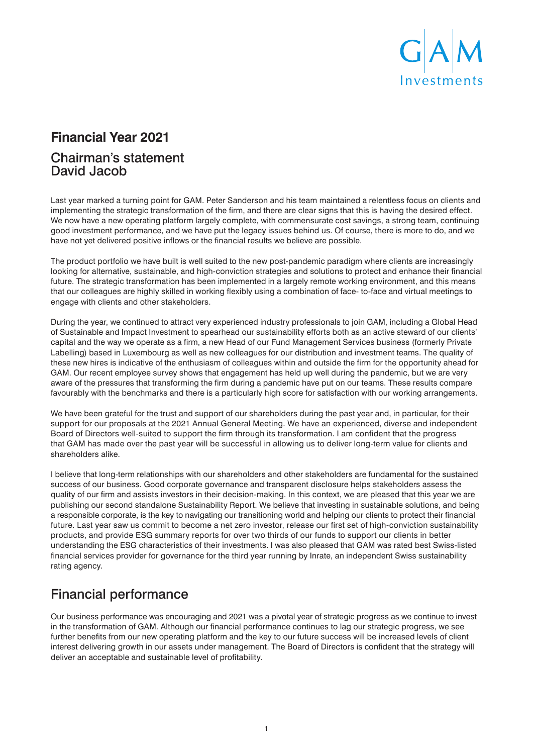# Financial Year 2021

## Chairman's statement
## David Jacob

Last year marked a turning point for GAM. Peter Sanderson and his team maintained a relentless focus on clients and implementing the strategic transformation of the firm, and there are clear signs that this is having the desired effect. We now have a new operating platform largely complete, with commensurate cost savings, a strong team, continuing good investment performance, and we have put the legacy issues behind us. Of course, there is more to do, and we have not yet delivered positive inflows or the financial results we believe are possible.

The product portfolio we have built is well suited to the new post-pandemic paradigm where clients are increasingly looking for alternative, sustainable, and high-conviction strategies and solutions to protect and enhance their financial future. The strategic transformation has been implemented in a largely remote working environment, and this means that our colleagues are highly skilled in working flexibly using a combination of face- to-face and virtual meetings to engage with clients and other stakeholders.

During the year, we continued to attract very experienced industry professionals to join GAM, including a Global Head of Sustainable and Impact Investment to spearhead our sustainability efforts both as an active steward of our clients' capital and the way we operate as a firm, a new Head of our Fund Management Services business (formerly Private Labelling) based in Luxembourg as well as new colleagues for our distribution and investment teams. The quality of these new hires is indicative of the enthusiasm of colleagues within and outside the firm for the opportunity ahead for GAM. Our recent employee survey shows that engagement has held up well during the pandemic, but we are very aware of the pressures that transforming the firm during a pandemic have put on our teams. These results compare favourably with the benchmarks and there is a particularly high score for satisfaction with our working arrangements.

We have been grateful for the trust and support of our shareholders during the past year and, in particular, for their support for our proposals at the 2021 Annual General Meeting. We have an experienced, diverse and independent Board of Directors well-suited to support the firm through its transformation. I am confident that the progress that GAM has made over the past year will be successful in allowing us to deliver long-term value for clients and shareholders alike.

I believe that long-term relationships with our shareholders and other stakeholders are fundamental for the sustained success of our business. Good corporate governance and transparent disclosure helps stakeholders assess the quality of our firm and assists investors in their decision-making. In this context, we are pleased that this year we are publishing our second standalone Sustainability Report. We believe that investing in sustainable solutions, and being a responsible corporate, is the key to navigating our transitioning world and helping our clients to protect their financial future. Last year saw us commit to become a net zero investor, release our first set of high-conviction sustainability products, and provide ESG summary reports for over two thirds of our funds to support our clients in better understanding the ESG characteristics of their investments. I was also pleased that GAM was rated best Swiss-listed financial services provider for governance for the third year running by Inrate, an independent Swiss sustainability rating agency.

## Financial performance

Our business performance was encouraging and 2021 was a pivotal year of strategic progress as we continue to invest in the transformation of GAM. Although our financial performance continues to lag our strategic progress, we see further benefits from our new operating platform and the key to our future success will be increased levels of client interest delivering growth in our assets under management. The Board of Directors is confident that the strategy will deliver an acceptable and sustainable level of profitability.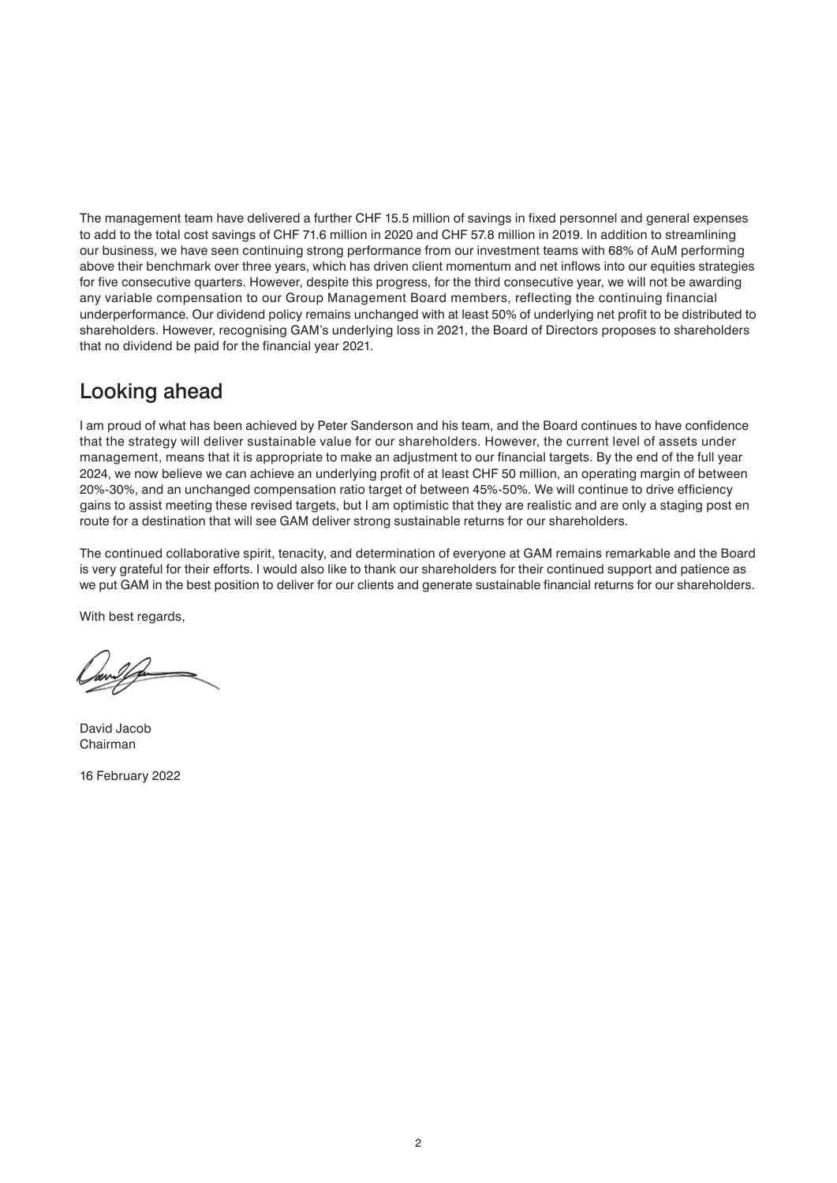The management team have delivered a further CHF 15.5 million of savings in fixed personnel and general expenses to add to the total cost savings of CHF 71.6 million in 2020 and CHF 57.8 million in 2019. In addition to streamlining our business, we have seen continuing strong performance from our investment teams with 68% of AuM performing above their benchmark over three years, which has driven client momentum and net inflows into our equities strategies for five consecutive quarters. However, despite this progress, for the third consecutive year, we will not be awarding any variable compensation to our Group Management Board members, reflecting the continuing financial underperformance. Our dividend policy remains unchanged with at least 50% of underlying net profit to be distributed to shareholders. However, recognising GAM's underlying loss in 2021, the Board of Directors proposes to shareholders that no dividend be paid for the financial year 2021.

## Looking ahead

I am proud of what has been achieved by Peter Sanderson and his team, and the Board continues to have confidence that the strategy will deliver sustainable value for our shareholders. However, the current level of assets under management, means that it is appropriate to make an adjustment to our financial targets. By the end of the full year 2024, we now believe we can achieve an underlying profit of at least CHF 50 million, an operating margin of between 20%-30%, and an unchanged compensation ratio target of between 45%-50%. We will continue to drive efficiency gains to assist meeting these revised targets, but I am optimistic that they are realistic and are only a staging post en route for a destination that will see GAM deliver strong sustainable returns for our shareholders.

The continued collaborative spirit, tenacity, and determination of everyone at GAM remains remarkable and the Board is very grateful for their efforts. I would also like to thank our shareholders for their continued support and patience as we put GAM in the best position to deliver for our clients and generate sustainable financial returns for our shareholders.

With best regards,

David Jacob
Chairman

16 February 2022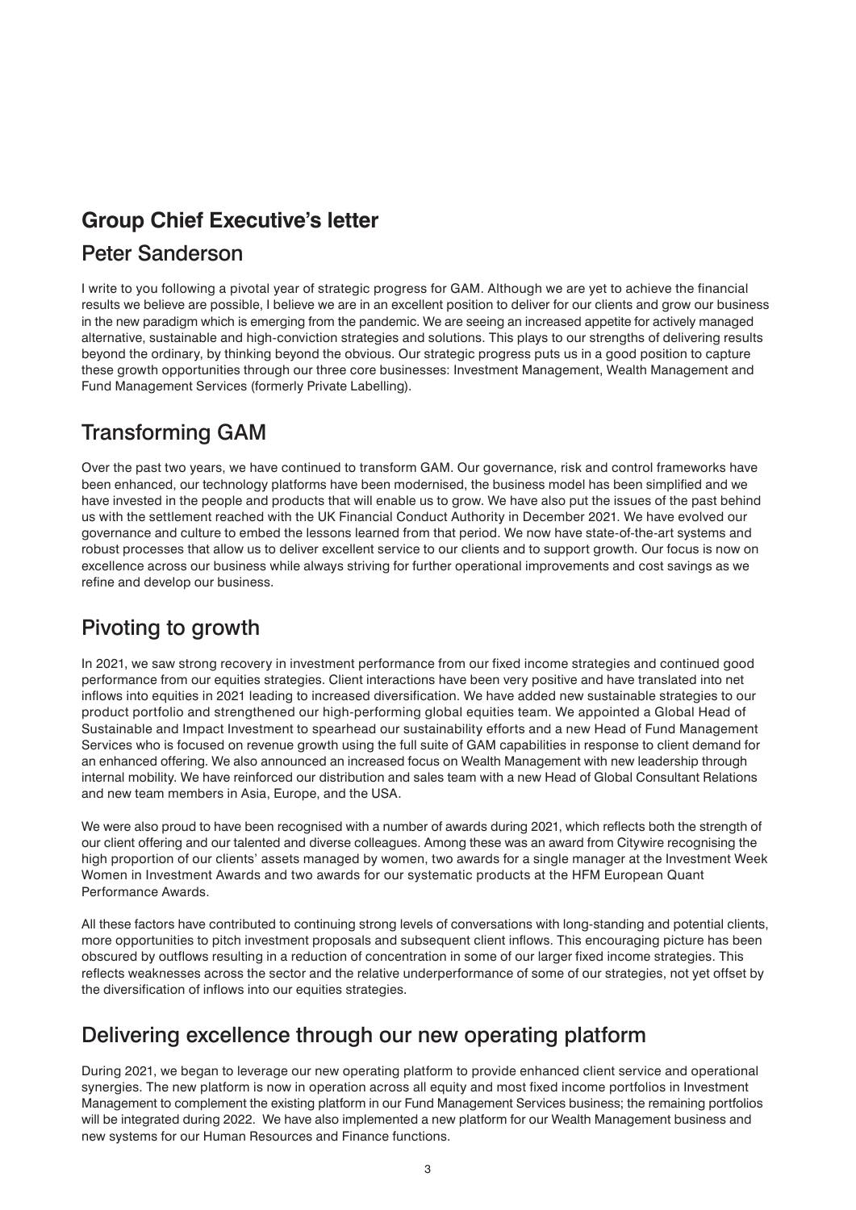## Group Chief Executive's letter

## Peter Sanderson

I write to you following a pivotal year of strategic progress for GAM. Although we are yet to achieve the financial results we believe are possible, I believe we are in an excellent position to deliver for our clients and grow our business in the new paradigm which is emerging from the pandemic. We are seeing an increased appetite for actively managed alternative, sustainable and high-conviction strategies and solutions. This plays to our strengths of delivering results beyond the ordinary, by thinking beyond the obvious. Our strategic progress puts us in a good position to capture these growth opportunities through our three core businesses: Investment Management, Wealth Management and Fund Management Services (formerly Private Labelling).

## Transforming GAM

Over the past two years, we have continued to transform GAM. Our governance, risk and control frameworks have been enhanced, our technology platforms have been modernised, the business model has been simplified and we have invested in the people and products that will enable us to grow. We have also put the issues of the past behind us with the settlement reached with the UK Financial Conduct Authority in December 2021. We have evolved our governance and culture to embed the lessons learned from that period. We now have state-of-the-art systems and robust processes that allow us to deliver excellent service to our clients and to support growth. Our focus is now on excellence across our business while always striving for further operational improvements and cost savings as we refine and develop our business.

## Pivoting to growth

In 2021, we saw strong recovery in investment performance from our fixed income strategies and continued good performance from our equities strategies. Client interactions have been very positive and have translated into net inflows into equities in 2021 leading to increased diversification. We have added new sustainable strategies to our product portfolio and strengthened our high-performing global equities team. We appointed a Global Head of Sustainable and Impact Investment to spearhead our sustainability efforts and a new Head of Fund Management Services who is focused on revenue growth using the full suite of GAM capabilities in response to client demand for an enhanced offering. We also announced an increased focus on Wealth Management with new leadership through internal mobility. We have reinforced our distribution and sales team with a new Head of Global Consultant Relations and new team members in Asia, Europe, and the USA.

We were also proud to have been recognised with a number of awards during 2021, which reflects both the strength of our client offering and our talented and diverse colleagues. Among these was an award from Citywire recognising the high proportion of our clients' assets managed by women, two awards for a single manager at the Investment Week Women in Investment Awards and two awards for our systematic products at the HFM European Quant Performance Awards.

All these factors have contributed to continuing strong levels of conversations with long-standing and potential clients, more opportunities to pitch investment proposals and subsequent client inflows. This encouraging picture has been obscured by outflows resulting in a reduction of concentration in some of our larger fixed income strategies. This reflects weaknesses across the sector and the relative underperformance of some of our strategies, not yet offset by the diversification of inflows into our equities strategies.

## Delivering excellence through our new operating platform

During 2021, we began to leverage our new operating platform to provide enhanced client service and operational synergies. The new platform is now in operation across all equity and most fixed income portfolios in Investment Management to complement the existing platform in our Fund Management Services business; the remaining portfolios will be integrated during 2022. We have also implemented a new platform for our Wealth Management business and new systems for our Human Resources and Finance functions.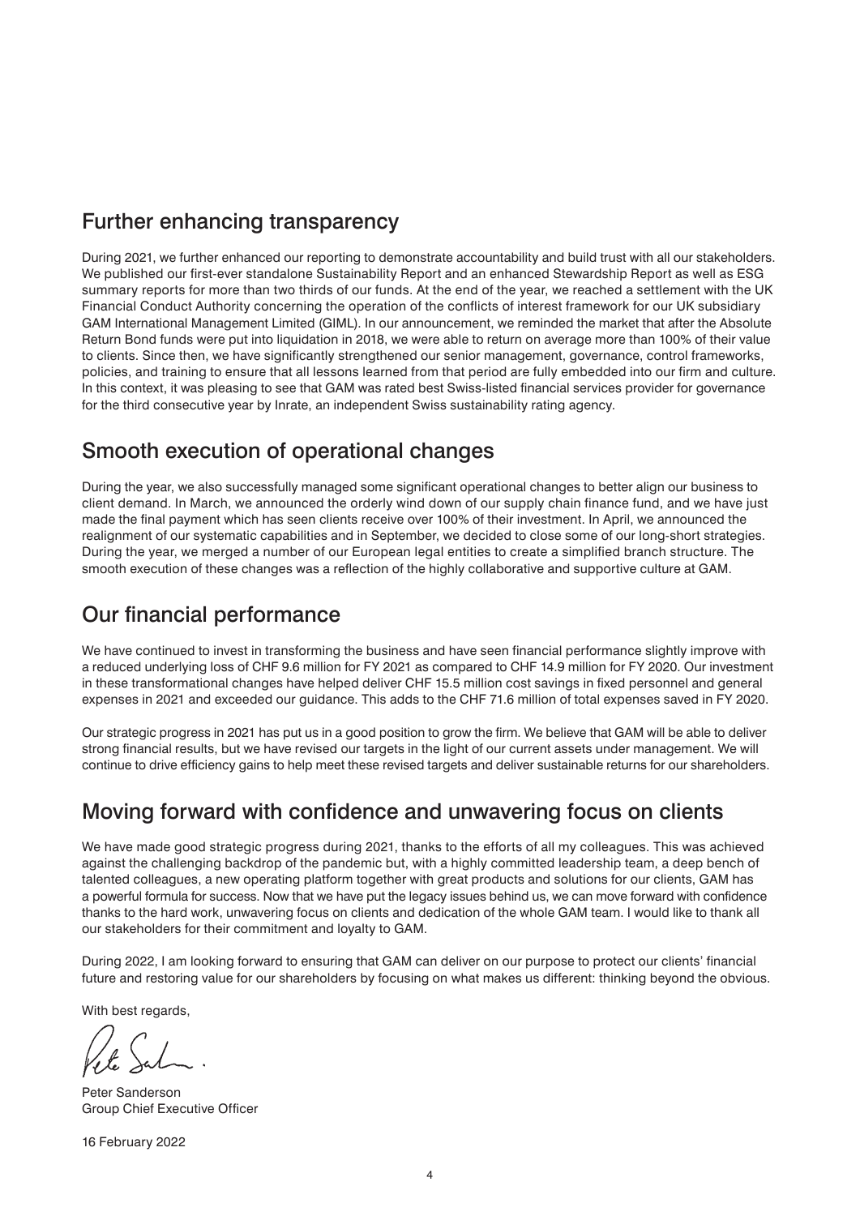## Further enhancing transparency

During 2021, we further enhanced our reporting to demonstrate accountability and build trust with all our stakeholders. We published our first-ever standalone Sustainability Report and an enhanced Stewardship Report as well as ESG summary reports for more than two thirds of our funds. At the end of the year, we reached a settlement with the UK Financial Conduct Authority concerning the operation of the conflicts of interest framework for our UK subsidiary GAM International Management Limited (GIML). In our announcement, we reminded the market that after the Absolute Return Bond funds were put into liquidation in 2018, we were able to return on average more than 100% of their value to clients. Since then, we have significantly strengthened our senior management, governance, control frameworks, policies, and training to ensure that all lessons learned from that period are fully embedded into our firm and culture. In this context, it was pleasing to see that GAM was rated best Swiss-listed financial services provider for governance for the third consecutive year by Inrate, an independent Swiss sustainability rating agency.

## Smooth execution of operational changes

During the year, we also successfully managed some significant operational changes to better align our business to client demand. In March, we announced the orderly wind down of our supply chain finance fund, and we have just made the final payment which has seen clients receive over 100% of their investment. In April, we announced the realignment of our systematic capabilities and in September, we decided to close some of our long-short strategies. During the year, we merged a number of our European legal entities to create a simplified branch structure. The smooth execution of these changes was a reflection of the highly collaborative and supportive culture at GAM.

## Our financial performance

We have continued to invest in transforming the business and have seen financial performance slightly improve with a reduced underlying loss of CHF 9.6 million for FY 2021 as compared to CHF 14.9 million for FY 2020. Our investment in these transformational changes have helped deliver CHF 15.5 million cost savings in fixed personnel and general expenses in 2021 and exceeded our guidance. This adds to the CHF 71.6 million of total expenses saved in FY 2020.

Our strategic progress in 2021 has put us in a good position to grow the firm. We believe that GAM will be able to deliver strong financial results, but we have revised our targets in the light of our current assets under management. We will continue to drive efficiency gains to help meet these revised targets and deliver sustainable returns for our shareholders.

## Moving forward with confidence and unwavering focus on clients

We have made good strategic progress during 2021, thanks to the efforts of all my colleagues. This was achieved against the challenging backdrop of the pandemic but, with a highly committed leadership team, a deep bench of talented colleagues, a new operating platform together with great products and solutions for our clients, GAM has a powerful formula for success. Now that we have put the legacy issues behind us, we can move forward with confidence thanks to the hard work, unwavering focus on clients and dedication of the whole GAM team. I would like to thank all our stakeholders for their commitment and loyalty to GAM.

During 2022, I am looking forward to ensuring that GAM can deliver on our purpose to protect our clients' financial future and restoring value for our shareholders by focusing on what makes us different: thinking beyond the obvious.

With best regards,

Peter Sanderson
Group Chief Executive Officer

16 February 2022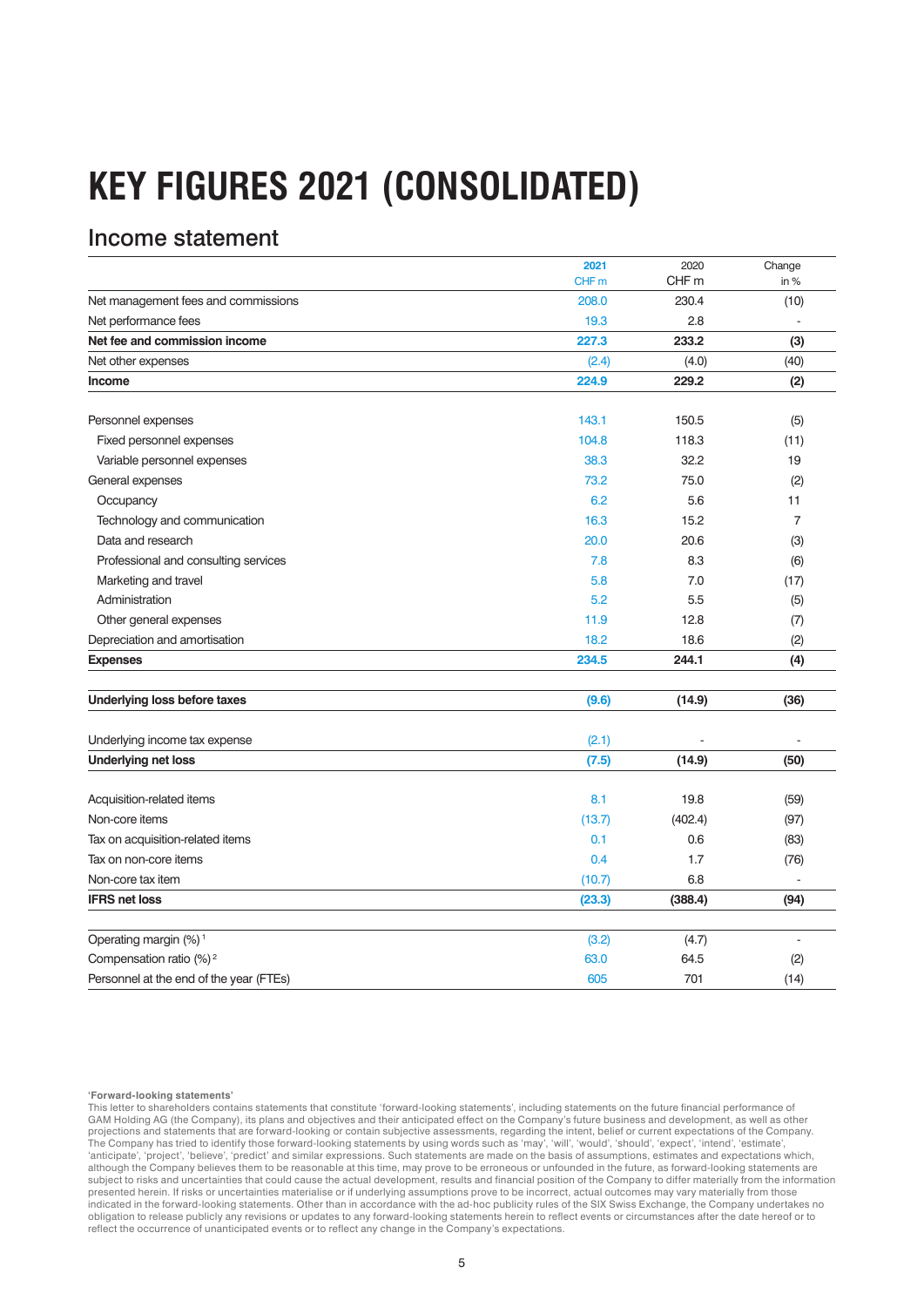# KEY FIGURES 2021 (CONSOLIDATED)

## Income statement

| | 2021 CHF m | 2020 CHF m | Change in % |
|---|---|---|---|
| Net management fees and commissions | 208.0 | 230.4 | (10) |
| Net performance fees | 19.3 | 2.8 | - |
| **Net fee and commission income** | **227.3** | **233.2** | **(3)** |
| Net other expenses | (2.4) | (4.0) | (40) |
| **Income** | **224.9** | **229.2** | **(2)** |
| | | | |
| Personnel expenses | 143.1 | 150.5 | (5) |
| Fixed personnel expenses | 104.8 | 118.3 | (11) |
| Variable personnel expenses | 38.3 | 32.2 | 19 |
| General expenses | 73.2 | 75.0 | (2) |
| Occupancy | 6.2 | 5.6 | 11 |
| Technology and communication | 16.3 | 15.2 | 7 |
| Data and research | 20.0 | 20.6 | (3) |
| Professional and consulting services | 7.8 | 8.3 | (6) |
| Marketing and travel | 5.8 | 7.0 | (17) |
| Administration | 5.2 | 5.5 | (5) |
| Other general expenses | 11.9 | 12.8 | (7) |
| Depreciation and amortisation | 18.2 | 18.6 | (2) |
| **Expenses** | **234.5** | **244.1** | **(4)** |
| | | | |
| **Underlying loss before taxes** | **(9.6)** | **(14.9)** | **(36)** |
| | | | |
| Underlying income tax expense | (2.1) | - | - |
| **Underlying net loss** | **(7.5)** | **(14.9)** | **(50)** |
| | | | |
| Acquisition-related items | 8.1 | 19.8 | (59) |
| Non-core items | (13.7) | (402.4) | (97) |
| Tax on acquisition-related items | 0.1 | 0.6 | (83) |
| Tax on non-core items | 0.4 | 1.7 | (76) |
| Non-core tax item | (10.7) | 6.8 | - |
| **IFRS net loss** | **(23.3)** | **(388.4)** | **(94)** |
| | | | |
| Operating margin (%) [1] | (3.2) | (4.7) | - |
| Compensation ratio (%) [2] | 63.0 | 64.5 | (2) |
| Personnel at the end of the year (FTEs) | 605 | 701 | (14) |

**'Forward-looking statements'**

This letter to shareholders contains statements that constitute 'forward-looking statements', including statements on the future financial performance of GAM Holding AG (the Company), its plans and objectives and their anticipated effect on the Company's future business and development, as well as other projections and statements that are forward-looking or contain subjective assessments, regarding the intent, belief or current expectations of the Company. The Company has tried to identify those forward-looking statements by using words such as 'may', 'will', 'would', 'should', 'expect', 'intend', 'estimate', 'anticipate', 'project', 'believe', 'predict' and similar expressions. Such statements are made on the basis of assumptions, estimates and expectations which, although the Company believes them to be reasonable at this time, may prove to be erroneous or unfounded in the future, as forward-looking statements are subject to risks and uncertainties that could cause the actual development, results and financial position of the Company to differ materially from the information presented herein. If risks or uncertainties materialise or if underlying assumptions prove to be incorrect, actual outcomes may vary materially from those indicated in the forward-looking statements. Other than in accordance with the ad-hoc publicity rules of the SIX Swiss Exchange, the Company undertakes no obligation to release publicly any revisions or updates to any forward-looking statements herein to reflect events or circumstances after the date hereof or to reflect the occurrence of unanticipated events or to reflect any change in the Company's expectations.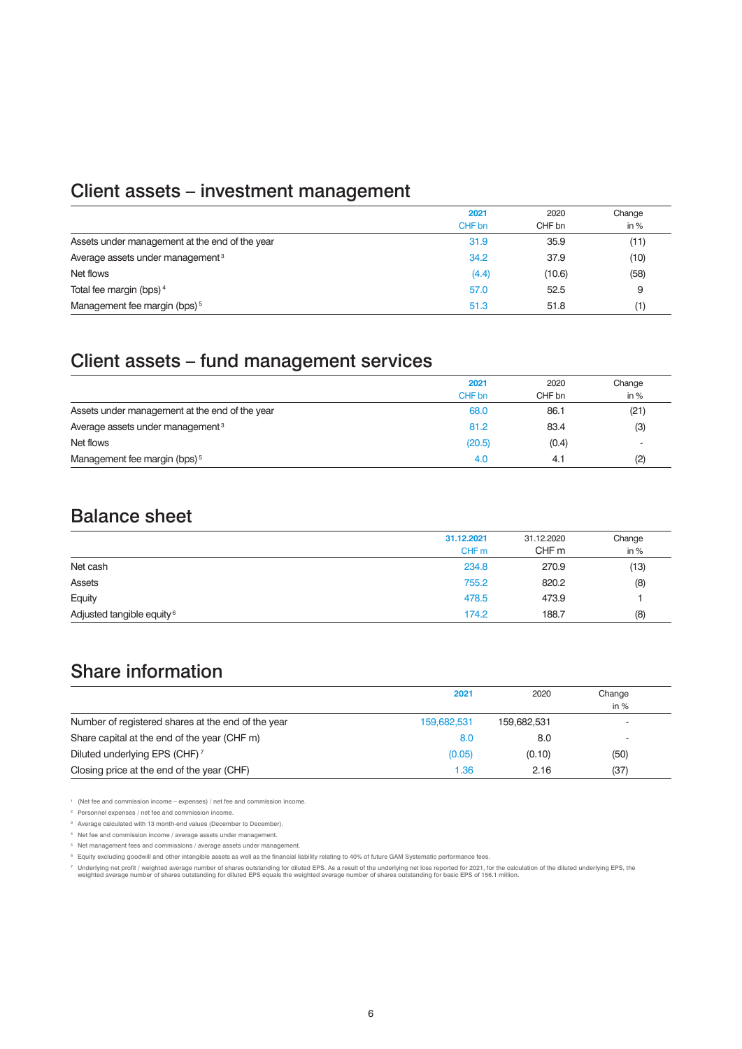## Client assets – investment management

| | 2021<br>CHF bn | 2020<br>CHF bn | Change<br>in % |
|---|---|---|---|
| Assets under management at the end of the year | 31.9 | 35.9 | (11) |
| Average assets under management [3] | 34.2 | 37.9 | (10) |
| Net flows | (4.4) | (10.6) | (58) |
| Total fee margin (bps) [4] | 57.0 | 52.5 | 9 |
| Management fee margin (bps) [5] | 51.3 | 51.8 | (1) |

## Client assets – fund management services

| | 2021<br>CHF bn | 2020<br>CHF bn | Change<br>in % |
|---|---|---|---|
| Assets under management at the end of the year | 68.0 | 86.1 | (21) |
| Average assets under management [3] | 81.2 | 83.4 | (3) |
| Net flows | (20.5) | (0.4) | - |
| Management fee margin (bps) [5] | 4.0 | 4.1 | (2) |

## Balance sheet

| | 31.12.2021<br>CHF m | 31.12.2020<br>CHF m | Change<br>in % |
|---|---|---|---|
| Net cash | 234.8 | 270.9 | (13) |
| Assets | 755.2 | 820.2 | (8) |
| Equity | 478.5 | 473.9 | 1 |
| Adjusted tangible equity [6] | 174.2 | 188.7 | (8) |

## Share information

| | 2021 | 2020 | Change<br>in % |
|---|---|---|---|
| Number of registered shares at the end of the year | 159,682,531 | 159,682,531 | - |
| Share capital at the end of the year (CHF m) | 8.0 | 8.0 | - |
| Diluted underlying EPS (CHF) [7] | (0.05) | (0.10) | (50) |
| Closing price at the end of the year (CHF) | 1.36 | 2.16 | (37) |

[1] (Net fee and commission income – expenses) / net fee and commission income.
[2] Personnel expenses / net fee and commission income.
[3] Average calculated with 13 month-end values (December to December).
[4] Net fee and commission income / average assets under management.
[5] Net management fees and commissions / average assets under management.
[6] Equity excluding goodwill and other intangible assets as well as the financial liability relating to 40% of future GAM Systematic performance fees.
[7] Underlying net profit / weighted average number of shares outstanding for diluted EPS. As a result of the underlying net loss reported for 2021, for the calculation of the diluted underlying EPS, the weighted average number of shares outstanding for diluted EPS equals the weighted average number of shares outstanding for basic EPS of 156.1 million.